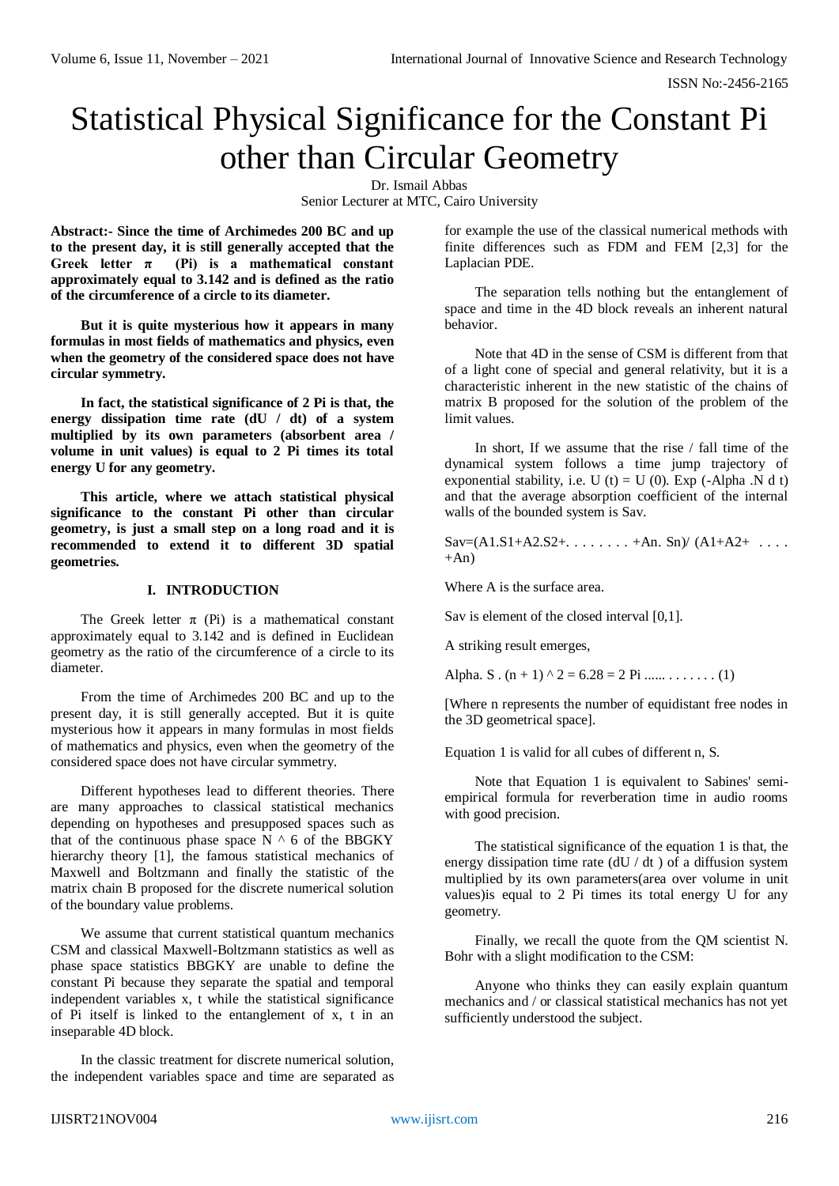# Statistical Physical Significance for the Constant Pi other than Circular Geometry

Dr. Ismail Abbas
Senior Lecturer at MTC, Cairo University

**Abstract:- Since the time of Archimedes 200 BC and up to the present day, it is still generally accepted that the Greek letter $\pi$ (Pi) is a mathematical constant approximately equal to 3.142 and is defined as the ratio of the circumference of a circle to its diameter.**

**But it is quite mysterious how it appears in many formulas in most fields of mathematics and physics, even when the geometry of the considered space does not have circular symmetry.**

**In fact, the statistical significance of 2 Pi is that, the energy dissipation time rate (dU / dt) of a system multiplied by its own parameters (absorbent area / volume in unit values) is equal to 2 Pi times its total energy U for any geometry.**

**This article, where we attach statistical physical significance to the constant Pi other than circular geometry, is just a small step on a long road and it is recommended to extend it to different 3D spatial geometries.**

## I. INTRODUCTION

The Greek letter $\pi$ (Pi) is a mathematical constant approximately equal to 3.142 and is defined in Euclidean geometry as the ratio of the circumference of a circle to its diameter.

From the time of Archimedes 200 BC and up to the present day, it is still generally accepted. But it is quite mysterious how it appears in many formulas in most fields of mathematics and physics, even when the geometry of the considered space does not have circular symmetry.

Different hypotheses lead to different theories. There are many approaches to classical statistical mechanics depending on hypotheses and presupposed spaces such as that of the continuous phase space $N \wedge 6$ of the BBGKY hierarchy theory [1], the famous statistical mechanics of Maxwell and Boltzmann and finally the statistic of the matrix chain B proposed for the discrete numerical solution of the boundary value problems.

We assume that current statistical quantum mechanics CSM and classical Maxwell-Boltzmann statistics as well as phase space statistics BBGKY are unable to define the constant Pi because they separate the spatial and temporal independent variables x, t while the statistical significance of Pi itself is linked to the entanglement of x, t in an inseparable 4D block.

In the classic treatment for discrete numerical solution, the independent variables space and time are separated as for example the use of the classical numerical methods with finite differences such as FDM and FEM [2,3] for the Laplacian PDE.

The separation tells nothing but the entanglement of space and time in the 4D block reveals an inherent natural behavior.

Note that 4D in the sense of CSM is different from that of a light cone of special and general relativity, but it is a characteristic inherent in the new statistic of the chains of matrix B proposed for the solution of the problem of the limit values.

In short, If we assume that the rise / fall time of the dynamical system follows a time jump trajectory of exponential stability, i.e. $U(t) = U(0). \mathrm{Exp}(-\mathrm{Alpha}\ .N\ d\ t)$ and that the average absorption coefficient of the internal walls of the bounded system is Sav.

$$\mathrm{Sav}=(A1.S1+A2.S2+ \ldots\ldots +An.\ Sn)/\ (A1+A2+ \ldots +An)$$

Where A is the surface area.

Sav is element of the closed interval [0,1].

A striking result emerges,

$$\mathrm{Alpha}.\ S\ .\ (n + 1) \wedge 2 = 6.28 = 2\ \mathrm{Pi} \ldots\ldots \quad (1)$$

[Where n represents the number of equidistant free nodes in the 3D geometrical space].

Equation 1 is valid for all cubes of different n, S.

Note that Equation 1 is equivalent to Sabines' semi-empirical formula for reverberation time in audio rooms with good precision.

The statistical significance of the equation 1 is that, the energy dissipation time rate (dU / dt ) of a diffusion system multiplied by its own parameters(area over volume in unit values)is equal to 2 Pi times its total energy U for any geometry.

Finally, we recall the quote from the QM scientist N. Bohr with a slight modification to the CSM:

Anyone who thinks they can easily explain quantum mechanics and / or classical statistical mechanics has not yet sufficiently understood the subject.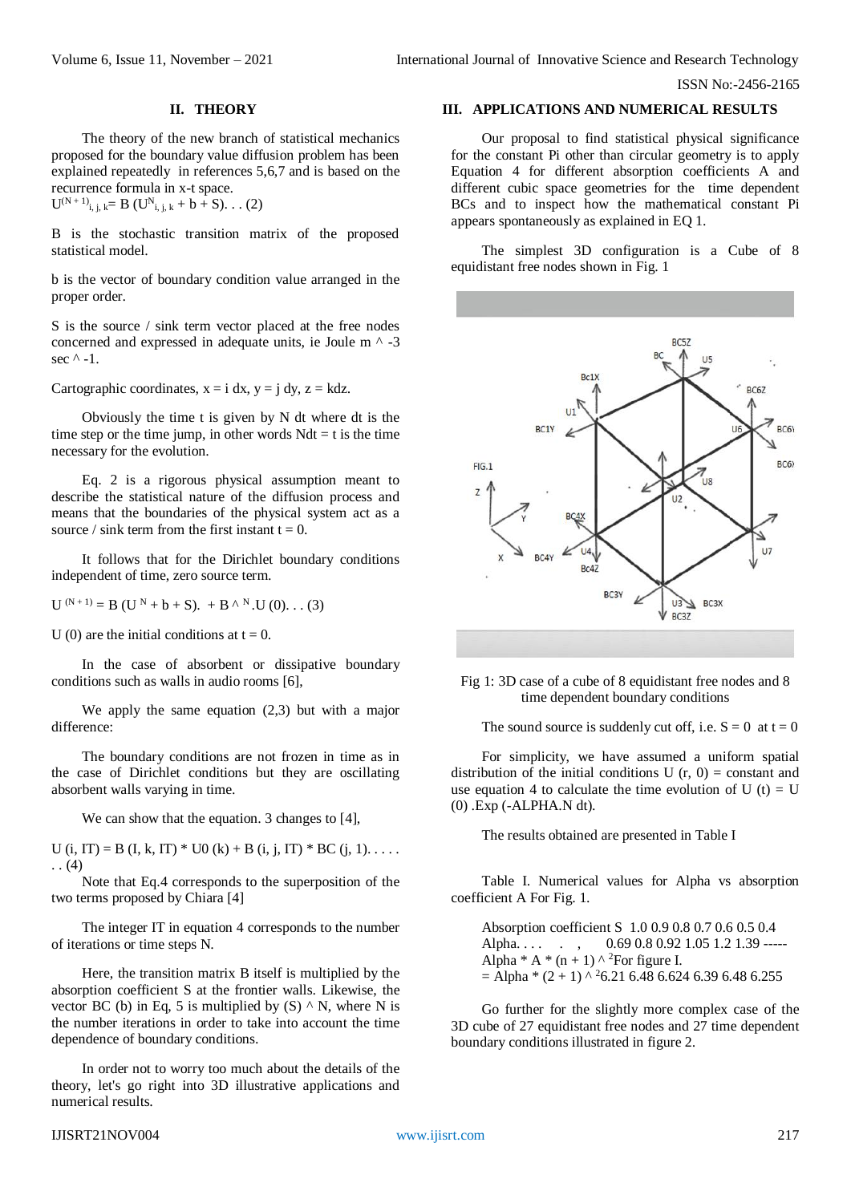## II. THEORY

The theory of the new branch of statistical mechanics proposed for the boundary value diffusion problem has been explained repeatedly in references 5,6,7 and is based on the recurrence formula in x-t space.

$U^{(N+1)}_{i,j,k} = B\,(U^{N}_{i,j,k} + b + S)$. . . (2)

B is the stochastic transition matrix of the proposed statistical model.

b is the vector of boundary condition value arranged in the proper order.

S is the source / sink term vector placed at the free nodes concerned and expressed in adequate units, ie Joule m ^ -3 sec ^ -1.

Cartographic coordinates, x = i dx, y = j dy, z = kdz.

Obviously the time t is given by N dt where dt is the time step or the time jump, in other words Ndt = t is the time necessary for the evolution.

Eq. 2 is a rigorous physical assumption meant to describe the statistical nature of the diffusion process and means that the boundaries of the physical system act as a source / sink term from the first instant t = 0.

It follows that for the Dirichlet boundary conditions independent of time, zero source term.

$U^{(N+1)} = B\,(U^{N} + b + S). + B^{\wedge N}.U(0)$. . . (3)

U (0) are the initial conditions at t = 0.

In the case of absorbent or dissipative boundary conditions such as walls in audio rooms [6],

We apply the same equation (2,3) but with a major difference:

The boundary conditions are not frozen in time as in the case of Dirichlet conditions but they are oscillating absorbent walls varying in time.

We can show that the equation. 3 changes to [4],

U (i, IT) = B (I, k, IT) * U0 (k) + B (i, j, IT) * BC (j, 1). . . . . . . (4)

Note that Eq.4 corresponds to the superposition of the two terms proposed by Chiara [4]

The integer IT in equation 4 corresponds to the number of iterations or time steps N.

Here, the transition matrix B itself is multiplied by the absorption coefficient S at the frontier walls. Likewise, the vector BC (b) in Eq, 5 is multiplied by (S) ^ N, where N is the number iterations in order to take into account the time dependence of boundary conditions.

In order not to worry too much about the details of the theory, let's go right into 3D illustrative applications and numerical results.

## III. APPLICATIONS AND NUMERICAL RESULTS

Our proposal to find statistical physical significance for the constant Pi other than circular geometry is to apply Equation 4 for different absorption coefficients A and different cubic space geometries for the time dependent BCs and to inspect how the mathematical constant Pi appears spontaneously as explained in EQ 1.

The simplest 3D configuration is a Cube of 8 equidistant free nodes shown in Fig. 1

Fig 1: 3D case of a cube of 8 equidistant free nodes and 8 time dependent boundary conditions

The sound source is suddenly cut off, i.e. S = 0 at t = 0

For simplicity, we have assumed a uniform spatial distribution of the initial conditions U (r, 0) = constant and use equation 4 to calculate the time evolution of U (t) = U (0) .Exp (-ALPHA.N dt).

The results obtained are presented in Table I

Table I. Numerical values for Alpha vs absorption coefficient A For Fig. 1.

| Absorption coefficient S | 1.0 | 0.9 | 0.8 | 0.7 | 0.6 | 0.5 | 0.4 |
|---|---|---|---|---|---|---|---|
| Alpha. . . . | | 0.69 | 0.8 | 0.92 | 1.05 | 1.2 | 1.39 ----- |
| Alpha * A * (n + 1) ^ 2 For figure I. = Alpha * (2 + 1) ^ 2 | | 6.21 | 6.48 | 6.624 | 6.39 | 6.48 | 6.255 |

Go further for the slightly more complex case of the 3D cube of 27 equidistant free nodes and 27 time dependent boundary conditions illustrated in figure 2.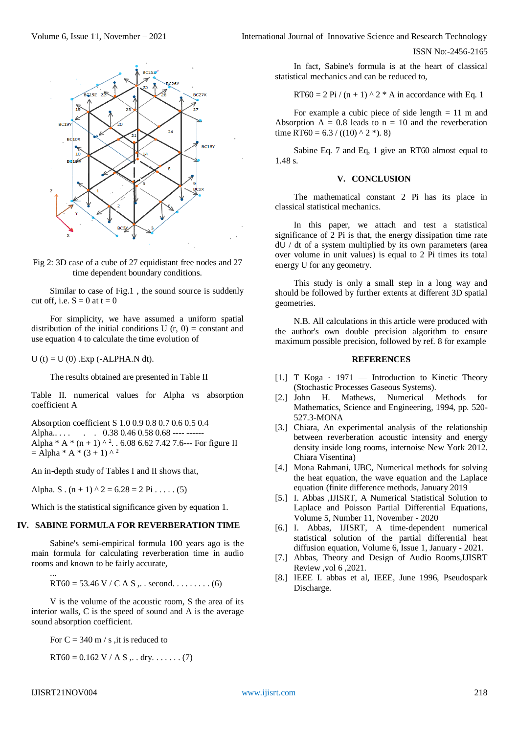Fig 2: 3D case of a cube of 27 equidistant free nodes and 27 time dependent boundary conditions.

Similar to case of Fig.1 , the sound source is suddenly cut off, i.e. S = 0 at t = 0

For simplicity, we have assumed a uniform spatial distribution of the initial conditions U (r, 0) = constant and use equation 4 to calculate the time evolution of

U (t) = U (0) .Exp (-ALPHA.N dt).

The results obtained are presented in Table II

Table II. numerical values for Alpha vs absorption coefficient A

Absorption coefficient S 1.0 0.9 0.8 0.7 0.6 0.5 0.4
Alpha.. . . . . . 0.38 0.46 0.58 0.68 ---- ------
Alpha * A * (n + 1) ^ $^{2}$. . 6.08 6.62 7.42 7.6--- For figure II = Alpha * A * (3 + 1) ^ $^{2}$

An in-depth study of Tables I and II shows that,

Alpha. S . (n + 1) ^ 2 = 6.28 = 2 Pi . . . . . (5)

Which is the statistical significance given by equation 1.

## IV. SABINE FORMULA FOR REVERBERATION TIME

Sabine's semi-empirical formula 100 years ago is the main formula for calculating reverberation time in audio rooms and known to be fairly accurate,

...

RT60 = 53.46 V / C A S ,. . second. . . . . . . . . (6)

V is the volume of the acoustic room, S the area of its interior walls, C is the speed of sound and A is the average sound absorption coefficient.

For C = 340 m / s ,it is reduced to

RT60 = 0.162 V / A S ,. . dry. . . . . . . (7)

In fact, Sabine's formula is at the heart of classical statistical mechanics and can be reduced to,

RT60 = 2 Pi / (n + 1) ^ 2 * A in accordance with Eq. 1

For example a cubic piece of side length = 11 m and Absorption A = 0.8 leads to n = 10 and the reverberation time RT60 = 6.3 / ((10) ^ 2 *). 8)

Sabine Eq. 7 and Eq, 1 give an RT60 almost equal to 1.48 s.

## V. CONCLUSION

The mathematical constant 2 Pi has its place in classical statistical mechanics.

In this paper, we attach and test a statistical significance of 2 Pi is that, the energy dissipation time rate dU / dt of a system multiplied by its own parameters (area over volume in unit values) is equal to 2 Pi times its total energy U for any geometry.

This study is only a small step in a long way and should be followed by further extents at different 3D spatial geometries.

N.B. All calculations in this article were produced with the author's own double precision algorithm to ensure maximum possible precision, followed by ref. 8 for example

## REFERENCES

[1.] T Koga · 1971 — Introduction to Kinetic Theory (Stochastic Processes Gaseous Systems).

[2.] John H. Mathews, Numerical Methods for Mathematics, Science and Engineering, 1994, pp. 520-527.3-MONA

[3.] Chiara, An experimental analysis of the relationship between reverberation acoustic intensity and energy density inside long rooms, internoise New York 2012. Chiara Visentina)

[4.] Mona Rahmani, UBC, Numerical methods for solving the heat equation, the wave equation and the Laplace equation (finite difference methods, January 2019

[5.] I. Abbas ,IJISRT, A Numerical Statistical Solution to Laplace and Poisson Partial Differential Equations, Volume 5, Number 11, November - 2020

[6.] I. Abbas, IJISRT, A time-dependent numerical statistical solution of the partial differential heat diffusion equation, Volume 6, Issue 1, January - 2021.

[7.] Abbas, Theory and Design of Audio Rooms,IJISRT Review ,vol 6 ,2021.

[8.] IEEE I. abbas et al, IEEE, June 1996, Pseudospark Discharge.